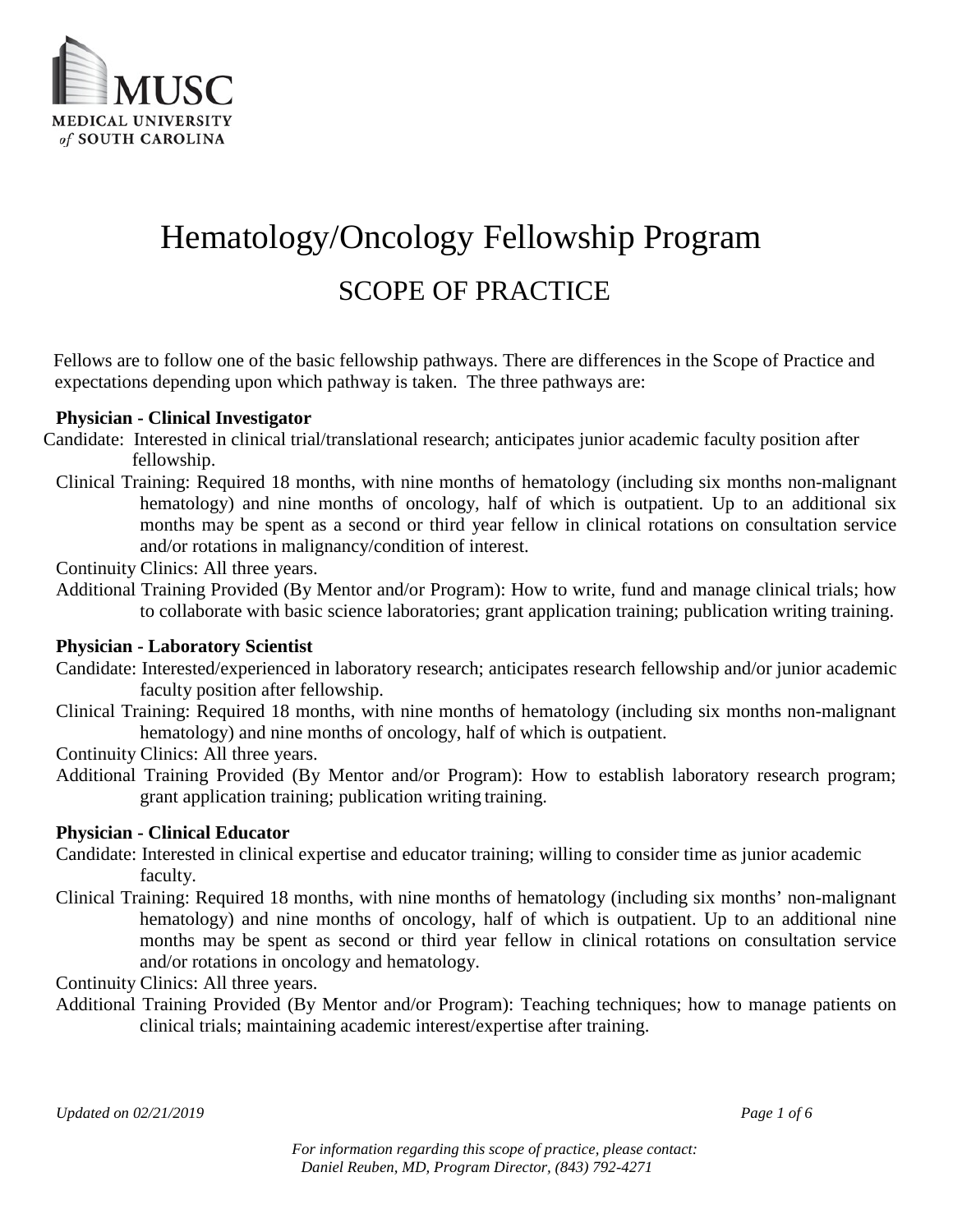MUSC
MEDICAL UNIVERSITY
*of* SOUTH CAROLINA

# Hematology/Oncology Fellowship Program

## SCOPE OF PRACTICE

Fellows are to follow one of the basic fellowship pathways. There are differences in the Scope of Practice and expectations depending upon which pathway is taken. The three pathways are:

**Physician - Clinical Investigator**

Candidate: Interested in clinical trial/translational research; anticipates junior academic faculty position after fellowship.

Clinical Training: Required 18 months, with nine months of hematology (including six months non-malignant hematology) and nine months of oncology, half of which is outpatient. Up to an additional six months may be spent as a second or third year fellow in clinical rotations on consultation service and/or rotations in malignancy/condition of interest.

Continuity Clinics: All three years.

Additional Training Provided (By Mentor and/or Program): How to write, fund and manage clinical trials; how to collaborate with basic science laboratories; grant application training; publication writing training.

**Physician - Laboratory Scientist**

Candidate: Interested/experienced in laboratory research; anticipates research fellowship and/or junior academic faculty position after fellowship.

Clinical Training: Required 18 months, with nine months of hematology (including six months non-malignant hematology) and nine months of oncology, half of which is outpatient.

Continuity Clinics: All three years.

Additional Training Provided (By Mentor and/or Program): How to establish laboratory research program; grant application training; publication writing training.

**Physician - Clinical Educator**

Candidate: Interested in clinical expertise and educator training; willing to consider time as junior academic faculty.

Clinical Training: Required 18 months, with nine months of hematology (including six months' non-malignant hematology) and nine months of oncology, half of which is outpatient. Up to an additional nine months may be spent as second or third year fellow in clinical rotations on consultation service and/or rotations in oncology and hematology.

Continuity Clinics: All three years.

Additional Training Provided (By Mentor and/or Program): Teaching techniques; how to manage patients on clinical trials; maintaining academic interest/expertise after training.

*Updated on 02/21/2019*

*For information regarding this scope of practice, please contact: Daniel Reuben, MD, Program Director, (843) 792-4271*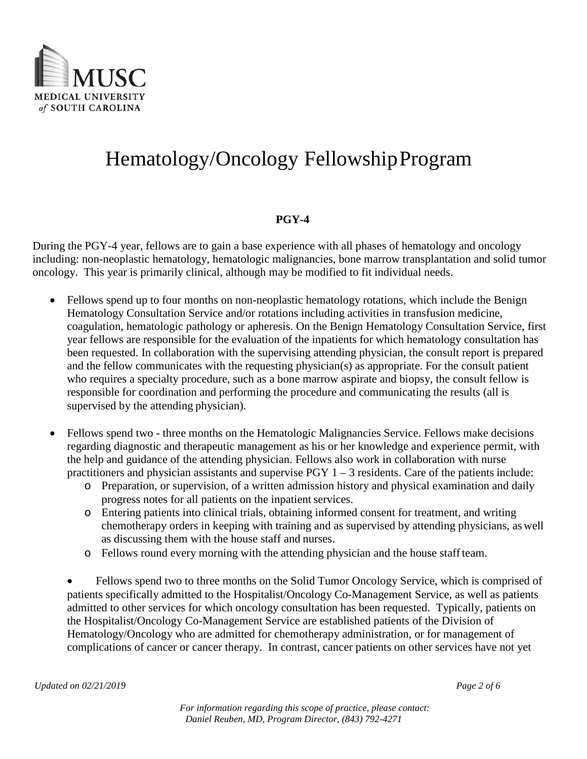MUSC
MEDICAL UNIVERSITY
*of* SOUTH CAROLINA

# Hematology/Oncology Fellowship Program

**PGY-4**

During the PGY-4 year, fellows are to gain a base experience with all phases of hematology and oncology including: non-neoplastic hematology, hematologic malignancies, bone marrow transplantation and solid tumor oncology. This year is primarily clinical, although may be modified to fit individual needs.

- Fellows spend up to four months on non-neoplastic hematology rotations, which include the Benign Hematology Consultation Service and/or rotations including activities in transfusion medicine, coagulation, hematologic pathology or apheresis. On the Benign Hematology Consultation Service, first year fellows are responsible for the evaluation of the inpatients for which hematology consultation has been requested. In collaboration with the supervising attending physician, the consult report is prepared and the fellow communicates with the requesting physician(s) as appropriate. For the consult patient who requires a specialty procedure, such as a bone marrow aspirate and biopsy, the consult fellow is responsible for coordination and performing the procedure and communicating the results (all is supervised by the attending physician).

- Fellows spend two - three months on the Hematologic Malignancies Service. Fellows make decisions regarding diagnostic and therapeutic management as his or her knowledge and experience permit, with the help and guidance of the attending physician. Fellows also work in collaboration with nurse practitioners and physician assistants and supervise PGY 1 – 3 residents. Care of the patients include:
  - Preparation, or supervision, of a written admission history and physical examination and daily progress notes for all patients on the inpatient services.
  - Entering patients into clinical trials, obtaining informed consent for treatment, and writing chemotherapy orders in keeping with training and as supervised by attending physicians, as well as discussing them with the house staff and nurses.
  - Fellows round every morning with the attending physician and the house staff team.

- Fellows spend two to three months on the Solid Tumor Oncology Service, which is comprised of patients specifically admitted to the Hospitalist/Oncology Co-Management Service, as well as patients admitted to other services for which oncology consultation has been requested. Typically, patients on the Hospitalist/Oncology Co-Management Service are established patients of the Division of Hematology/Oncology who are admitted for chemotherapy administration, or for management of complications of cancer or cancer therapy. In contrast, cancer patients on other services have not yet

*Updated on 02/21/2019*

*For information regarding this scope of practice, please contact: Daniel Reuben, MD, Program Director, (843) 792-4271*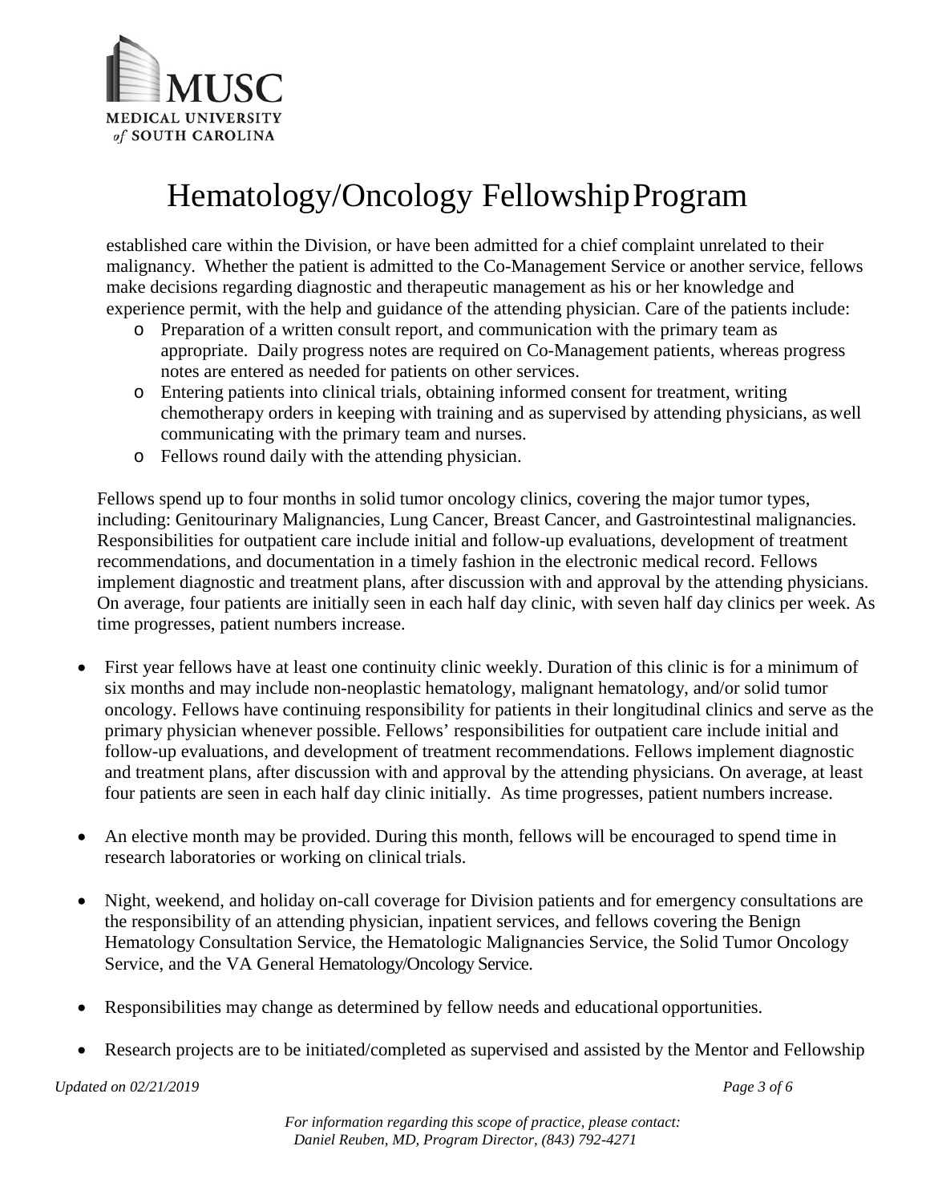established care within the Division, or have been admitted for a chief complaint unrelated to their malignancy. Whether the patient is admitted to the Co-Management Service or another service, fellows make decisions regarding diagnostic and therapeutic management as his or her knowledge and experience permit, with the help and guidance of the attending physician. Care of the patients include:

- Preparation of a written consult report, and communication with the primary team as appropriate. Daily progress notes are required on Co-Management patients, whereas progress notes are entered as needed for patients on other services.
- Entering patients into clinical trials, obtaining informed consent for treatment, writing chemotherapy orders in keeping with training and as supervised by attending physicians, as well communicating with the primary team and nurses.
- Fellows round daily with the attending physician.

Fellows spend up to four months in solid tumor oncology clinics, covering the major tumor types, including: Genitourinary Malignancies, Lung Cancer, Breast Cancer, and Gastrointestinal malignancies. Responsibilities for outpatient care include initial and follow-up evaluations, development of treatment recommendations, and documentation in a timely fashion in the electronic medical record. Fellows implement diagnostic and treatment plans, after discussion with and approval by the attending physicians. On average, four patients are initially seen in each half day clinic, with seven half day clinics per week. As time progresses, patient numbers increase.

- First year fellows have at least one continuity clinic weekly. Duration of this clinic is for a minimum of six months and may include non-neoplastic hematology, malignant hematology, and/or solid tumor oncology. Fellows have continuing responsibility for patients in their longitudinal clinics and serve as the primary physician whenever possible. Fellows' responsibilities for outpatient care include initial and follow-up evaluations, and development of treatment recommendations. Fellows implement diagnostic and treatment plans, after discussion with and approval by the attending physicians. On average, at least four patients are seen in each half day clinic initially. As time progresses, patient numbers increase.

- An elective month may be provided. During this month, fellows will be encouraged to spend time in research laboratories or working on clinical trials.

- Night, weekend, and holiday on-call coverage for Division patients and for emergency consultations are the responsibility of an attending physician, inpatient services, and fellows covering the Benign Hematology Consultation Service, the Hematologic Malignancies Service, the Solid Tumor Oncology Service, and the VA General Hematology/Oncology Service.

- Responsibilities may change as determined by fellow needs and educational opportunities.

- Research projects are to be initiated/completed as supervised and assisted by the Mentor and Fellowship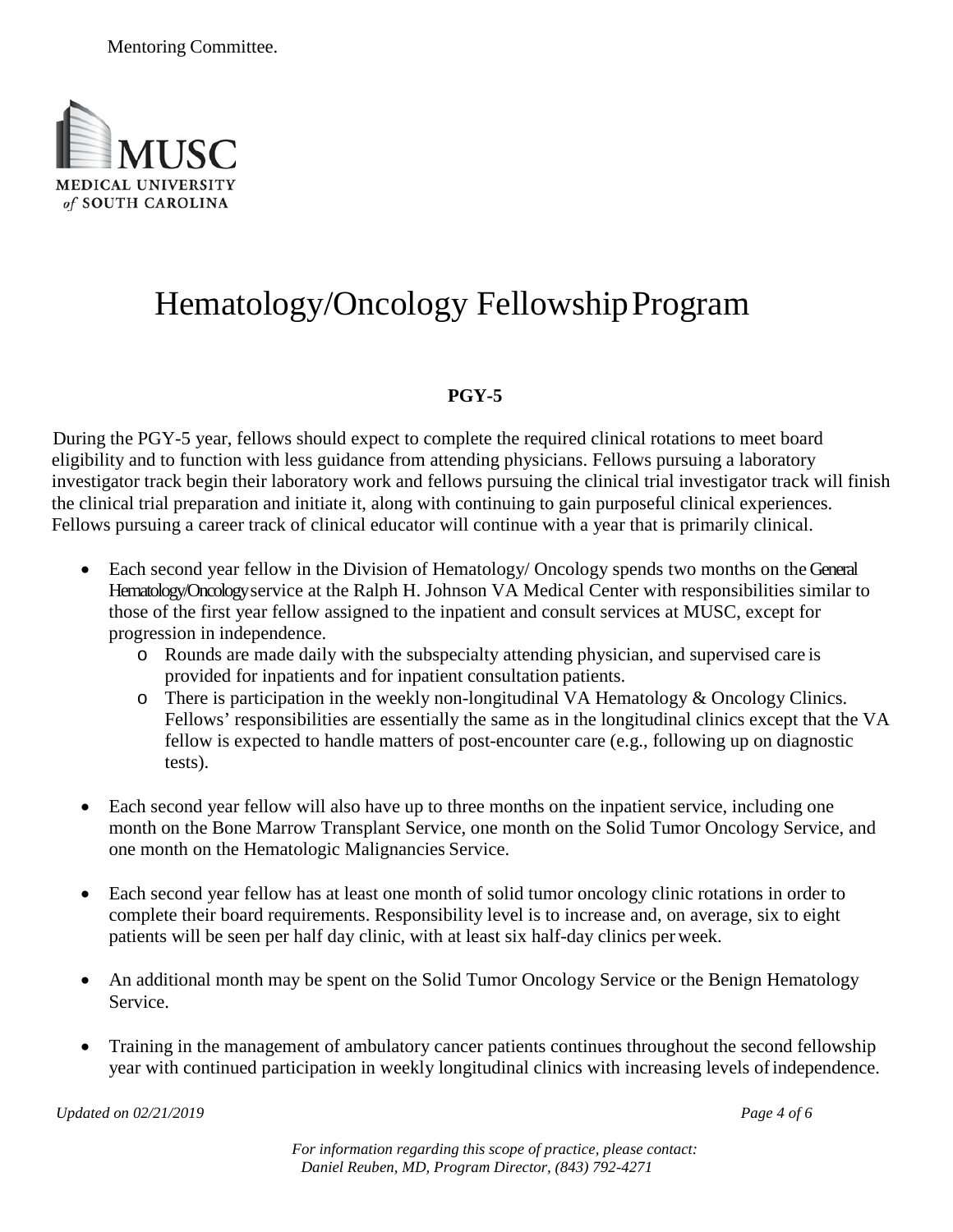Mentoring Committee.

# Hematology/Oncology Fellowship Program

**PGY-5**

During the PGY-5 year, fellows should expect to complete the required clinical rotations to meet board eligibility and to function with less guidance from attending physicians. Fellows pursuing a laboratory investigator track begin their laboratory work and fellows pursuing the clinical trial investigator track will finish the clinical trial preparation and initiate it, along with continuing to gain purposeful clinical experiences. Fellows pursuing a career track of clinical educator will continue with a year that is primarily clinical.

- Each second year fellow in the Division of Hematology/ Oncology spends two months on the General Hematology/Oncology service at the Ralph H. Johnson VA Medical Center with responsibilities similar to those of the first year fellow assigned to the inpatient and consult services at MUSC, except for progression in independence.
  - Rounds are made daily with the subspecialty attending physician, and supervised care is provided for inpatients and for inpatient consultation patients.
  - There is participation in the weekly non-longitudinal VA Hematology & Oncology Clinics. Fellows' responsibilities are essentially the same as in the longitudinal clinics except that the VA fellow is expected to handle matters of post-encounter care (e.g., following up on diagnostic tests).
- Each second year fellow will also have up to three months on the inpatient service, including one month on the Bone Marrow Transplant Service, one month on the Solid Tumor Oncology Service, and one month on the Hematologic Malignancies Service.
- Each second year fellow has at least one month of solid tumor oncology clinic rotations in order to complete their board requirements. Responsibility level is to increase and, on average, six to eight patients will be seen per half day clinic, with at least six half-day clinics per week.
- An additional month may be spent on the Solid Tumor Oncology Service or the Benign Hematology Service.
- Training in the management of ambulatory cancer patients continues throughout the second fellowship year with continued participation in weekly longitudinal clinics with increasing levels of independence.

*Updated on 02/21/2019*

*For information regarding this scope of practice, please contact: Daniel Reuben, MD, Program Director, (843) 792-4271*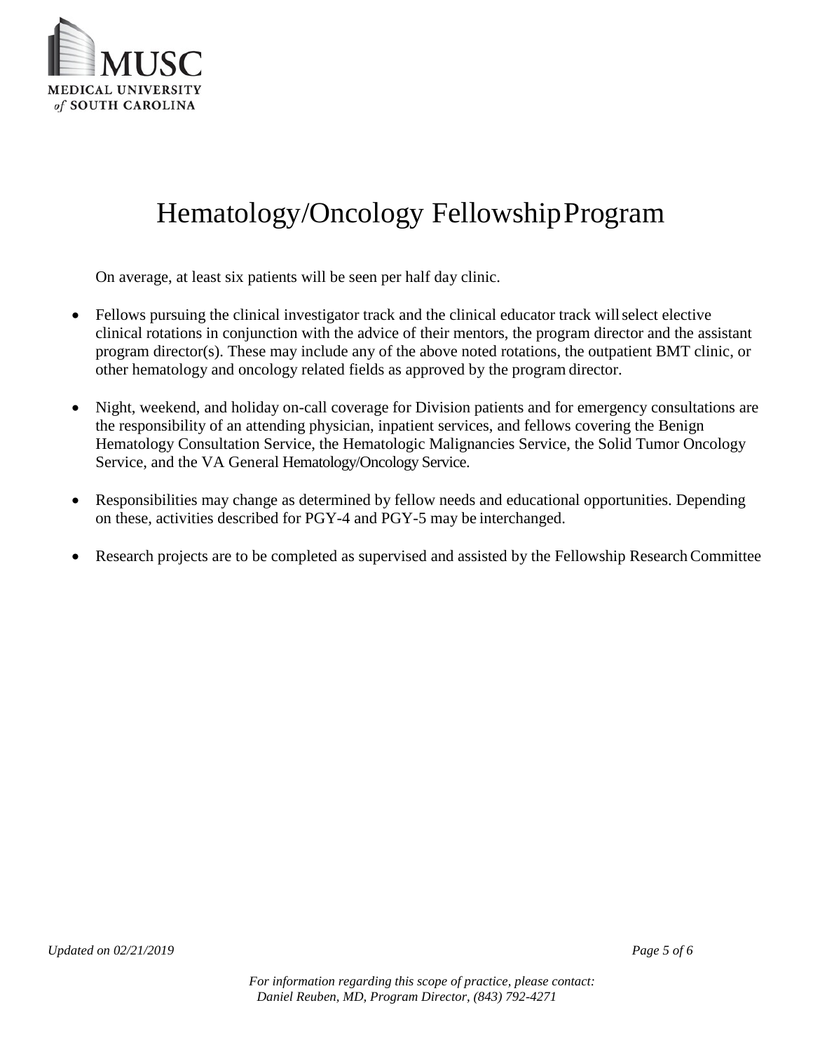# Hematology/Oncology Fellowship Program

On average, at least six patients will be seen per half day clinic.

- Fellows pursuing the clinical investigator track and the clinical educator track will select elective clinical rotations in conjunction with the advice of their mentors, the program director and the assistant program director(s). These may include any of the above noted rotations, the outpatient BMT clinic, or other hematology and oncology related fields as approved by the program director.

- Night, weekend, and holiday on-call coverage for Division patients and for emergency consultations are the responsibility of an attending physician, inpatient services, and fellows covering the Benign Hematology Consultation Service, the Hematologic Malignancies Service, the Solid Tumor Oncology Service, and the VA General Hematology/Oncology Service.

- Responsibilities may change as determined by fellow needs and educational opportunities. Depending on these, activities described for PGY-4 and PGY-5 may be interchanged.

- Research projects are to be completed as supervised and assisted by the Fellowship Research Committee

*Updated on 02/21/2019*

*For information regarding this scope of practice, please contact: Daniel Reuben, MD, Program Director, (843) 792-4271*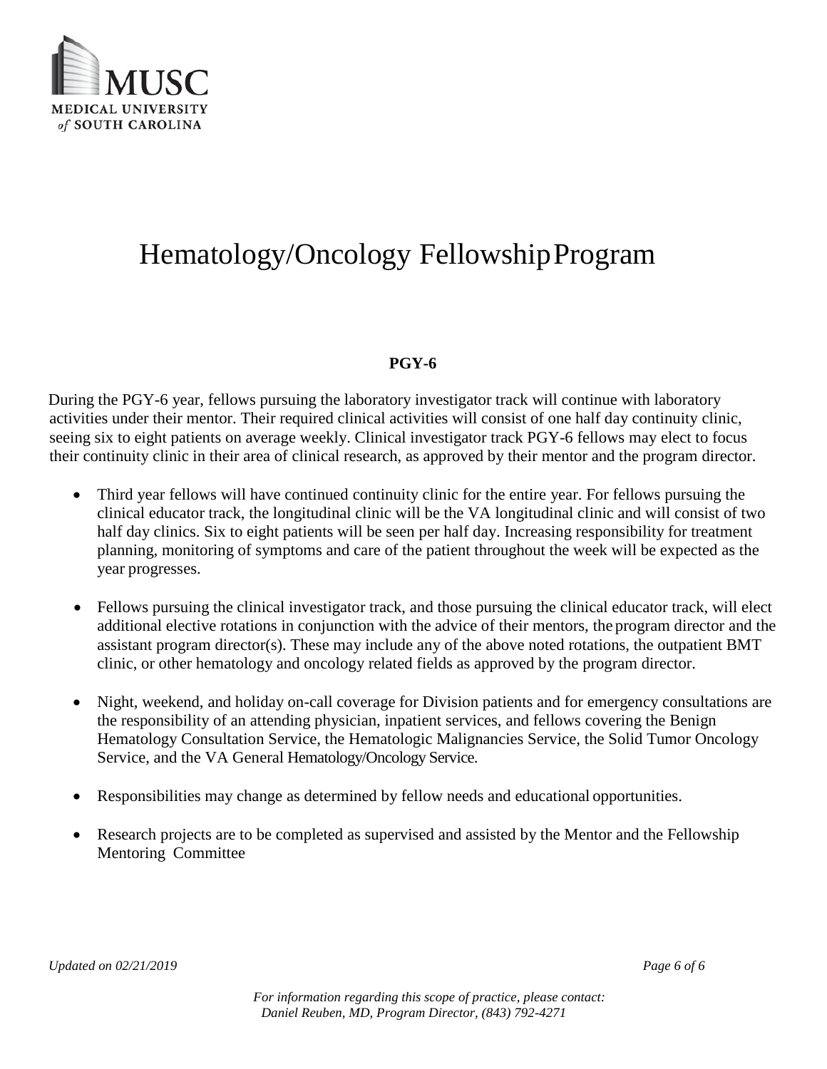MUSC
MEDICAL UNIVERSITY
*of* SOUTH CAROLINA

# Hematology/Oncology Fellowship Program

**PGY-6**

During the PGY-6 year, fellows pursuing the laboratory investigator track will continue with laboratory activities under their mentor. Their required clinical activities will consist of one half day continuity clinic, seeing six to eight patients on average weekly. Clinical investigator track PGY-6 fellows may elect to focus their continuity clinic in their area of clinical research, as approved by their mentor and the program director.

- Third year fellows will have continued continuity clinic for the entire year. For fellows pursuing the clinical educator track, the longitudinal clinic will be the VA longitudinal clinic and will consist of two half day clinics. Six to eight patients will be seen per half day. Increasing responsibility for treatment planning, monitoring of symptoms and care of the patient throughout the week will be expected as the year progresses.

- Fellows pursuing the clinical investigator track, and those pursuing the clinical educator track, will elect additional elective rotations in conjunction with the advice of their mentors, the program director and the assistant program director(s). These may include any of the above noted rotations, the outpatient BMT clinic, or other hematology and oncology related fields as approved by the program director.

- Night, weekend, and holiday on-call coverage for Division patients and for emergency consultations are the responsibility of an attending physician, inpatient services, and fellows covering the Benign Hematology Consultation Service, the Hematologic Malignancies Service, the Solid Tumor Oncology Service, and the VA General Hematology/Oncology Service.

- Responsibilities may change as determined by fellow needs and educational opportunities.

- Research projects are to be completed as supervised and assisted by the Mentor and the Fellowship Mentoring Committee

*Updated on 02/21/2019*

*For information regarding this scope of practice, please contact:*
*Daniel Reuben, MD, Program Director, (843) 792-4271*